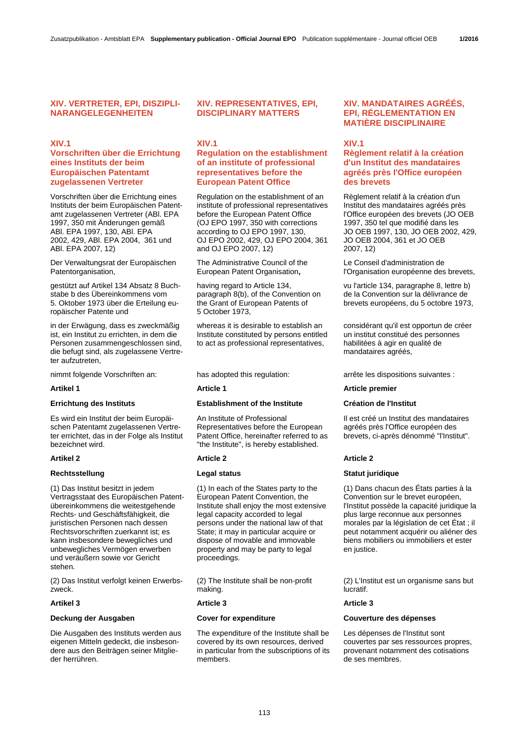# XIV. VERTRETER, EPI, DISZIPLINARANGELEGENHEITEN

## XIV.1 Vorschriften über die Errichtung eines Instituts der beim Europäischen Patentamt zugelassenen Vertreter

Vorschriften über die Errichtung eines Instituts der beim Europäischen Patentamt zugelassenen Vertreter (ABl. EPA 1997, 350 mit Änderungen gemäß ABl. EPA 1997, 130, ABl. EPA 2002, 429, ABl. EPA 2004, 361 und ABl. EPA 2007, 12)

Der Verwaltungsrat der Europäischen Patentorganisation,

gestützt auf Artikel 134 Absatz 8 Buchstabe b des Übereinkommens vom 5. Oktober 1973 über die Erteilung europäischer Patente und

in der Erwägung, dass es zweckmäßig ist, ein Institut zu errichten, in dem die Personen zusammengeschlossen sind, die befugt sind, als zugelassene Vertreter aufzutreten,

nimmt folgende Vorschriften an:

**Artikel 1**

**Errichtung des Instituts**

Es wird ein Institut der beim Europäischen Patentamt zugelassenen Vertreter errichtet, das in der Folge als Institut bezeichnet wird.

**Artikel 2**

**Rechtsstellung**

(1) Das Institut besitzt in jedem Vertragsstaat des Europäischen Patentübereinkommens die weitestgehende Rechts- und Geschäftsfähigkeit, die juristischen Personen nach dessen Rechtsvorschriften zuerkannt ist; es kann insbesondere bewegliches und unbewegliches Vermögen erwerben und veräußern sowie vor Gericht stehen.

(2) Das Institut verfolgt keinen Erwerbszweck.

**Artikel 3**

**Deckung der Ausgaben**

Die Ausgaben des Instituts werden aus eigenen Mitteln gedeckt, die insbesondere aus den Beiträgen seiner Mitglieder herrühren.

# XIV. REPRESENTATIVES, EPI, DISCIPLINARY MATTERS

## XIV.1 Regulation on the establishment of an institute of professional representatives before the European Patent Office

Regulation on the establishment of an institute of professional representatives before the European Patent Office (OJ EPO 1997, 350 with corrections according to OJ EPO 1997, 130, OJ EPO 2002, 429, OJ EPO 2004, 361 and OJ EPO 2007, 12)

The Administrative Council of the European Patent Organisation**,**

having regard to Article 134, paragraph 8(b), of the Convention on the Grant of European Patents of 5 October 1973,

whereas it is desirable to establish an Institute constituted by persons entitled to act as professional representatives,

has adopted this regulation:

**Article 1**

**Establishment of the Institute**

An Institute of Professional Representatives before the European Patent Office, hereinafter referred to as "the Institute", is hereby established.

**Article 2**

**Legal status**

(1) In each of the States party to the European Patent Convention, the Institute shall enjoy the most extensive legal capacity accorded to legal persons under the national law of that State; it may in particular acquire or dispose of movable and immovable property and may be party to legal proceedings.

(2) The Institute shall be non-profit making.

**Article 3**

**Cover for expenditure**

The expenditure of the Institute shall be covered by its own resources, derived in particular from the subscriptions of its members.

# XIV. MANDATAIRES AGRÉÉS, EPI, RÉGLEMENTATION EN MATIÈRE DISCIPLINAIRE

## XIV.1 Règlement relatif à la création d'un Institut des mandataires agréés près l'Office européen des brevets

Règlement relatif à la création d'un Institut des mandataires agréés près l'Office européen des brevets (JO OEB 1997, 350 tel que modifié dans les JO OEB 1997, 130, JO OEB 2002, 429, JO OEB 2004, 361 et JO OEB 2007, 12)

Le Conseil d'administration de l'Organisation européenne des brevets,

vu l'article 134, paragraphe 8, lettre b) de la Convention sur la délivrance de brevets européens, du 5 octobre 1973,

considérant qu'il est opportun de créer un institut constitué des personnes habilitées à agir en qualité de mandataires agréés,

arrête les dispositions suivantes :

**Article premier**

**Création de l'Institut**

Il est créé un Institut des mandataires agréés près l'Office européen des brevets, ci-après dénommé "l'Institut".

**Article 2**

**Statut juridique**

(1) Dans chacun des États parties à la Convention sur le brevet européen, l'Institut possède la capacité juridique la plus large reconnue aux personnes morales par la législation de cet État ; il peut notamment acquérir ou aliéner des biens mobiliers ou immobiliers et ester en justice.

(2) L'Institut est un organisme sans but lucratif.

**Article 3**

**Couverture des dépenses**

Les dépenses de l'Institut sont couvertes par ses ressources propres, provenant notamment des cotisations de ses membres.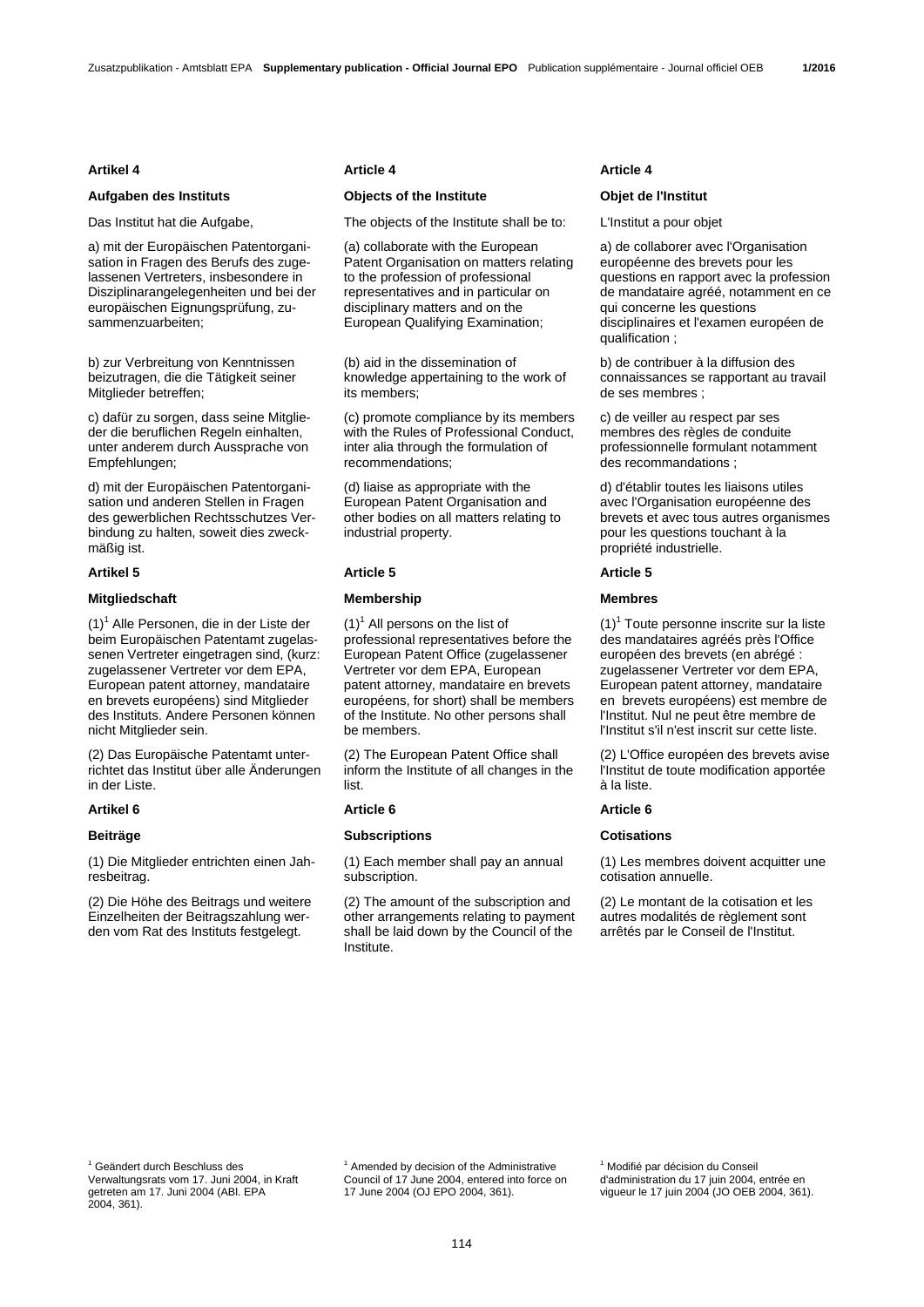### Artikel 4

**Aufgaben des Instituts**

Das Institut hat die Aufgabe,

a) mit der Europäischen Patentorganisation in Fragen des Berufs des zugelassenen Vertreters, insbesondere in Disziplinarangelegenheiten und bei der europäischen Eignungsprüfung, zusammenzuarbeiten;

b) zur Verbreitung von Kenntnissen beizutragen, die die Tätigkeit seiner Mitglieder betreffen;

c) dafür zu sorgen, dass seine Mitglieder die beruflichen Regeln einhalten, unter anderem durch Aussprache von Empfehlungen;

d) mit der Europäischen Patentorganisation und anderen Stellen in Fragen des gewerblichen Rechtsschutzes Verbindung zu halten, soweit dies zweckmäßig ist.

### Artikel 5

**Mitgliedschaft**

(1)[1] Alle Personen, die in der Liste der beim Europäischen Patentamt zugelassenen Vertreter eingetragen sind, (kurz: zugelassener Vertreter vor dem EPA, European patent attorney, mandataire en brevets européens) sind Mitglieder des Instituts. Andere Personen können nicht Mitglieder sein.

(2) Das Europäische Patentamt unterrichtet das Institut über alle Änderungen in der Liste.

### Artikel 6

**Beiträge**

(1) Die Mitglieder entrichten einen Jahresbeitrag.

(2) Die Höhe des Beitrags und weitere Einzelheiten der Beitragszahlung werden vom Rat des Instituts festgelegt.

[1] Geändert durch Beschluss des Verwaltungsrats vom 17. Juni 2004, in Kraft getreten am 17. Juni 2004 (ABl. EPA 2004, 361).

### Article 4

**Objects of the Institute**

The objects of the Institute shall be to:

(a) collaborate with the European Patent Organisation on matters relating to the profession of professional representatives and in particular on disciplinary matters and on the European Qualifying Examination;

(b) aid in the dissemination of knowledge appertaining to the work of its members;

(c) promote compliance by its members with the Rules of Professional Conduct, inter alia through the formulation of recommendations;

(d) liaise as appropriate with the European Patent Organisation and other bodies on all matters relating to industrial property.

### Article 5

**Membership**

(1)[1] All persons on the list of professional representatives before the European Patent Office (zugelassener Vertreter vor dem EPA, European patent attorney, mandataire en brevets européens, for short) shall be members of the Institute. No other persons shall be members.

(2) The European Patent Office shall inform the Institute of all changes in the list.

### Article 6

**Subscriptions**

(1) Each member shall pay an annual subscription.

(2) The amount of the subscription and other arrangements relating to payment shall be laid down by the Council of the Institute.

[1] Amended by decision of the Administrative Council of 17 June 2004, entered into force on 17 June 2004 (OJ EPO 2004, 361).

### Article 4

**Objet de l'Institut**

L'Institut a pour objet

a) de collaborer avec l'Organisation européenne des brevets pour les questions en rapport avec la profession de mandataire agréé, notamment en ce qui concerne les questions disciplinaires et l'examen européen de qualification ;

b) de contribuer à la diffusion des connaissances se rapportant au travail de ses membres ;

c) de veiller au respect par ses membres des règles de conduite professionnelle formulant notamment des recommandations ;

d) d'établir toutes les liaisons utiles avec l'Organisation européenne des brevets et avec tous autres organismes pour les questions touchant à la propriété industrielle.

### Article 5

**Membres**

(1)[1] Toute personne inscrite sur la liste des mandataires agréés près l'Office européen des brevets (en abrégé : zugelassener Vertreter vor dem EPA, European patent attorney, mandataire en brevets européens) est membre de l'Institut. Nul ne peut être membre de l'Institut s'il n'est inscrit sur cette liste.

(2) L'Office européen des brevets avise l'Institut de toute modification apportée à la liste.

### Article 6

**Cotisations**

(1) Les membres doivent acquitter une cotisation annuelle.

(2) Le montant de la cotisation et les autres modalités de règlement sont arrêtés par le Conseil de l'Institut.

[1] Modifié par décision du Conseil d'administration du 17 juin 2004, entrée en vigueur le 17 juin 2004 (JO OEB 2004, 361).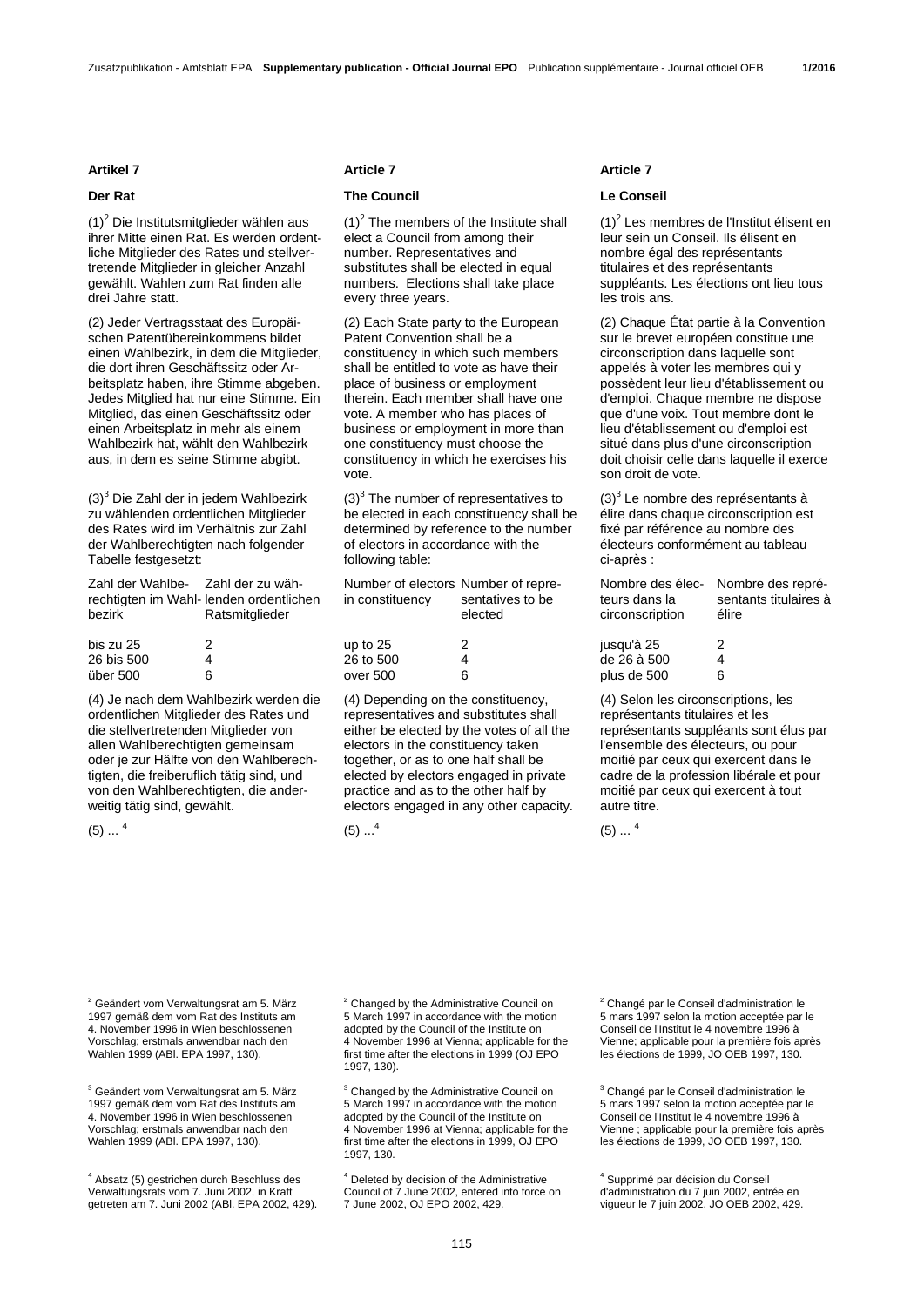### Artikel 7

#### Der Rat

(1)[2] Die Institutsmitglieder wählen aus ihrer Mitte einen Rat. Es werden ordentliche Mitglieder des Rates und stellvertretende Mitglieder in gleicher Anzahl gewählt. Wahlen zum Rat finden alle drei Jahre statt.

(2) Jeder Vertragsstaat des Europäischen Patentübereinkommens bildet einen Wahlbezirk, in dem die Mitglieder, die dort ihren Geschäftssitz oder Arbeitsplatz haben, ihre Stimme abgeben. Jedes Mitglied hat nur eine Stimme. Ein Mitglied, das einen Geschäftssitz oder einen Arbeitsplatz in mehr als einem Wahlbezirk hat, wählt den Wahlbezirk aus, in dem es seine Stimme abgibt.

(3)[3] Die Zahl der in jedem Wahlbezirk zu wählenden ordentlichen Mitglieder des Rates wird im Verhältnis zur Zahl der Wahlberechtigten nach folgender Tabelle festgesetzt:

| Zahl der Wahlberechtigten im Wahlbezirk | Zahl der zu wählenden ordentlichen Ratsmitglieder |
|---|---|
| bis zu 25 | 2 |
| 26 bis 500 | 4 |
| über 500 | 6 |

(4) Je nach dem Wahlbezirk werden die ordentlichen Mitglieder des Rates und die stellvertretenden Mitglieder von allen Wahlberechtigten gemeinsam oder je zur Hälfte von den Wahlberechtigten, die freiberuflich tätig sind, und von den Wahlberechtigten, die anderweitig tätig sind, gewählt.

(5) ... [4]

[2] Geändert vom Verwaltungsrat am 5. März 1997 gemäß dem vom Rat des Instituts am 4. November 1996 in Wien beschlossenen Vorschlag; erstmals anwendbar nach den Wahlen 1999 (ABl. EPA 1997, 130).

[3] Geändert vom Verwaltungsrat am 5. März 1997 gemäß dem vom Rat des Instituts am 4. November 1996 in Wien beschlossenen Vorschlag; erstmals anwendbar nach den Wahlen 1999 (ABl. EPA 1997, 130).

[4] Absatz (5) gestrichen durch Beschluss des Verwaltungsrats vom 7. Juni 2002, in Kraft getreten am 7. Juni 2002 (ABl. EPA 2002, 429).

### Article 7

#### The Council

(1)[2] The members of the Institute shall elect a Council from among their number. Representatives and substitutes shall be elected in equal numbers. Elections shall take place every three years.

(2) Each State party to the European Patent Convention shall be a constituency in which such members shall be entitled to vote as have their place of business or employment therein. Each member shall have one vote. A member who has places of business or employment in more than one constituency must choose the constituency in which he exercises his vote.

(3)[3] The number of representatives to be elected in each constituency shall be determined by reference to the number of electors in accordance with the following table:

| Number of electors in constituency | Number of representatives to be elected |
|---|---|
| up to 25 | 2 |
| 26 to 500 | 4 |
| over 500 | 6 |

(4) Depending on the constituency, representatives and substitutes shall either be elected by the votes of all the electors in the constituency taken together, or as to one half shall be elected by electors engaged in private practice and as to the other half by electors engaged in any other capacity.

(5) ...[4]

[2] Changed by the Administrative Council on 5 March 1997 in accordance with the motion adopted by the Council of the Institute on 4 November 1996 at Vienna; applicable for the first time after the elections in 1999 (OJ EPO 1997, 130).

[3] Changed by the Administrative Council on 5 March 1997 in accordance with the motion adopted by the Council of the Institute on 4 November 1996 at Vienna; applicable for the first time after the elections in 1999, OJ EPO 1997, 130.

[4] Deleted by decision of the Administrative Council of 7 June 2002, entered into force on 7 June 2002, OJ EPO 2002, 429.

### Article 7

#### Le Conseil

(1)[2] Les membres de l'Institut élisent en leur sein un Conseil. Ils élisent en nombre égal des représentants titulaires et des représentants suppléants. Les élections ont lieu tous les trois ans.

(2) Chaque État partie à la Convention sur le brevet européen constitue une circonscription dans laquelle sont appelés à voter les membres qui y possèdent leur lieu d'établissement ou d'emploi. Chaque membre ne dispose que d'une voix. Tout membre dont le lieu d'établissement ou d'emploi est situé dans plus d'une circonscription doit choisir celle dans laquelle il exerce son droit de vote.

(3)[3] Le nombre des représentants à élire dans chaque circonscription est fixé par référence au nombre des électeurs conformément au tableau ci-après :

| Nombre des électeurs dans la circonscription | Nombre des représentants titulaires à élire |
|---|---|
| jusqu'à 25 | 2 |
| de 26 à 500 | 4 |
| plus de 500 | 6 |

(4) Selon les circonscriptions, les représentants titulaires et les représentants suppléants sont élus par l'ensemble des électeurs, ou pour moitié par ceux qui exercent dans le cadre de la profession libérale et pour moitié par ceux qui exercent à tout autre titre.

(5) ... [4]

[2] Changé par le Conseil d'administration le 5 mars 1997 selon la motion acceptée par le Conseil de l'Institut le 4 novembre 1996 à Vienne; applicable pour la première fois après les élections de 1999, JO OEB 1997, 130.

[3] Changé par le Conseil d'administration le 5 mars 1997 selon la motion acceptée par le Conseil de l'Institut le 4 novembre 1996 à Vienne ; applicable pour la première fois après les élections de 1999, JO OEB 1997, 130.

[4] Supprimé par décision du Conseil d'administration du 7 juin 2002, entrée en vigueur le 7 juin 2002, JO OEB 2002, 429.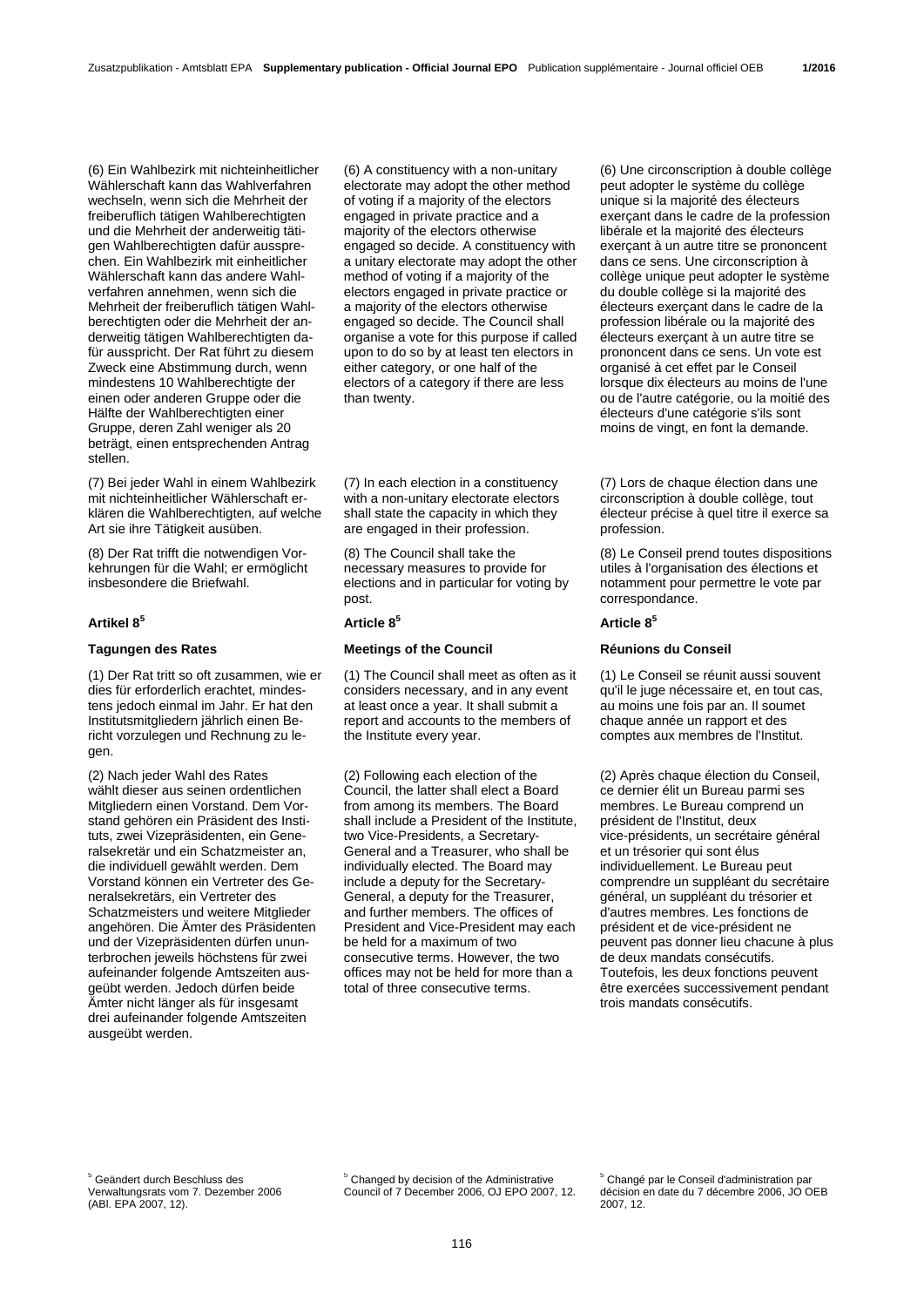(6) Ein Wahlbezirk mit nichteinheitlicher Wählerschaft kann das Wahlverfahren wechseln, wenn sich die Mehrheit der freiberuflich tätigen Wahlberechtigten und die Mehrheit der anderweitig tätigen Wahlberechtigten dafür aussprechen. Ein Wahlbezirk mit einheitlicher Wählerschaft kann das andere Wahlverfahren annehmen, wenn sich die Mehrheit der freiberuflich tätigen Wahlberechtigten oder die Mehrheit der anderweitig tätigen Wahlberechtigten dafür ausspricht. Der Rat führt zu diesem Zweck eine Abstimmung durch, wenn mindestens 10 Wahlberechtigte der einen oder anderen Gruppe oder die Hälfte der Wahlberechtigten einer Gruppe, deren Zahl weniger als 20 beträgt, einen entsprechenden Antrag stellen.

(7) Bei jeder Wahl in einem Wahlbezirk mit nichteinheitlicher Wählerschaft erklären die Wahlberechtigten, auf welche Art sie ihre Tätigkeit ausüben.

(8) Der Rat trifft die notwendigen Vorkehrungen für die Wahl; er ermöglicht insbesondere die Briefwahl.

### Artikel 8[5]

#### Tagungen des Rates

(1) Der Rat tritt so oft zusammen, wie er dies für erforderlich erachtet, mindestens jedoch einmal im Jahr. Er hat den Institutsmitgliedern jährlich einen Bericht vorzulegen und Rechnung zu legen.

(2) Nach jeder Wahl des Rates wählt dieser aus seinen ordentlichen Mitgliedern einen Vorstand. Dem Vorstand gehören ein Präsident des Instituts, zwei Vizepräsidenten, ein Generalsekretär und ein Schatzmeister an, die individuell gewählt werden. Dem Vorstand können ein Vertreter des Generalsekretärs, ein Vertreter des Schatzmeisters und weitere Mitglieder angehören. Die Ämter des Präsidenten und der Vizepräsidenten dürfen ununterbrochen jeweils höchstens für zwei aufeinander folgende Amtszeiten ausgeübt werden. Jedoch dürfen beide Ämter nicht länger als für insgesamt drei aufeinander folgende Amtszeiten ausgeübt werden.

[5] Geändert durch Beschluss des Verwaltungsrats vom 7. Dezember 2006 (ABl. EPA 2007, 12).

---

(6) A constituency with a non-unitary electorate may adopt the other method of voting if a majority of the electors engaged in private practice and a majority of the electors otherwise engaged so decide. A constituency with a unitary electorate may adopt the other method of voting if a majority of the electors engaged in private practice or a majority of the electors otherwise engaged so decide. The Council shall organise a vote for this purpose if called upon to do so by at least ten electors in either category, or one half of the electors of a category if there are less than twenty.

(7) In each election in a constituency with a non-unitary electorate electors shall state the capacity in which they are engaged in their profession.

(8) The Council shall take the necessary measures to provide for elections and in particular for voting by post.

### Article 8[5]

#### Meetings of the Council

(1) The Council shall meet as often as it considers necessary, and in any event at least once a year. It shall submit a report and accounts to the members of the Institute every year.

(2) Following each election of the Council, the latter shall elect a Board from among its members. The Board shall include a President of the Institute, two Vice-Presidents, a Secretary-General and a Treasurer, who shall be individually elected. The Board may include a deputy for the Secretary-General, a deputy for the Treasurer, and further members. The offices of President and Vice-President may each be held for a maximum of two consecutive terms. However, the two offices may not be held for more than a total of three consecutive terms.

[5] Changed by decision of the Administrative Council of 7 December 2006, OJ EPO 2007, 12.

---

(6) Une circonscription à double collège peut adopter le système du collège unique si la majorité des électeurs exerçant dans le cadre de la profession libérale et la majorité des électeurs exerçant à un autre titre se prononcent dans ce sens. Une circonscription à collège unique peut adopter le système du double collège si la majorité des électeurs exerçant dans le cadre de la profession libérale ou la majorité des électeurs exerçant à un autre titre se prononcent dans ce sens. Un vote est organisé à cet effet par le Conseil lorsque dix électeurs au moins de l'une ou de l'autre catégorie, ou la moitié des électeurs d'une catégorie s'ils sont moins de vingt, en font la demande.

(7) Lors de chaque élection dans une circonscription à double collège, tout électeur précise à quel titre il exerce sa profession.

(8) Le Conseil prend toutes dispositions utiles à l'organisation des élections et notamment pour permettre le vote par correspondance.

### Article 8[5]

#### Réunions du Conseil

(1) Le Conseil se réunit aussi souvent qu'il le juge nécessaire et, en tout cas, au moins une fois par an. Il soumet chaque année un rapport et des comptes aux membres de l'Institut.

(2) Après chaque élection du Conseil, ce dernier élit un Bureau parmi ses membres. Le Bureau comprend un président de l'Institut, deux vice-présidents, un secrétaire général et un trésorier qui sont élus individuellement. Le Bureau peut comprendre un suppléant du secrétaire général, un suppléant du trésorier et d'autres membres. Les fonctions de président et de vice-président ne peuvent pas donner lieu chacune à plus de deux mandats consécutifs. Toutefois, les deux fonctions peuvent être exercées successivement pendant trois mandats consécutifs.

[5] Changé par le Conseil d'administration par décision en date du 7 décembre 2006, JO OEB 2007, 12.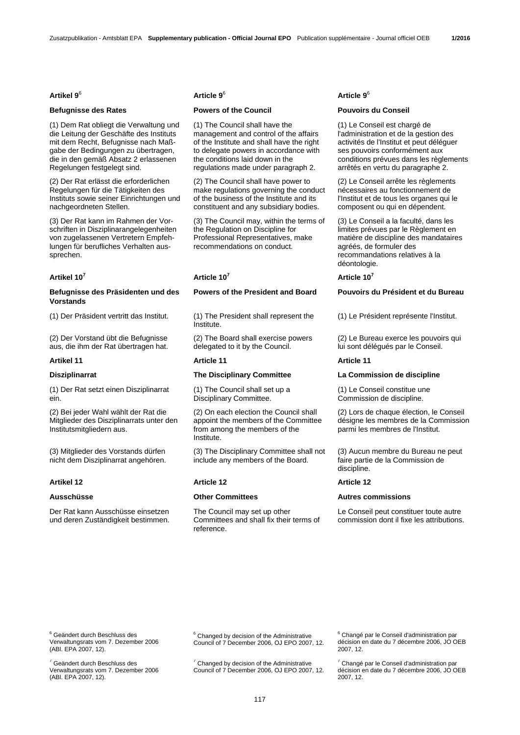## Artikel 9[6]

### Befugnisse des Rates

(1) Dem Rat obliegt die Verwaltung und die Leitung der Geschäfte des Instituts mit dem Recht, Befugnisse nach Maßgabe der Bedingungen zu übertragen, die in den gemäß Absatz 2 erlassenen Regelungen festgelegt sind.

(2) Der Rat erlässt die erforderlichen Regelungen für die Tätigkeiten des Instituts sowie seiner Einrichtungen und nachgeordneten Stellen.

(3) Der Rat kann im Rahmen der Vorschriften in Disziplinarangelegenheiten von zugelassenen Vertretern Empfehlungen für berufliches Verhalten aussprechen.

## Artikel 10[7]

### Befugnisse des Präsidenten und des Vorstands

(1) Der Präsident vertritt das Institut.

(2) Der Vorstand übt die Befugnisse aus, die ihm der Rat übertragen hat.

## Artikel 11

### Disziplinarrat

(1) Der Rat setzt einen Disziplinarrat ein.

(2) Bei jeder Wahl wählt der Rat die Mitglieder des Disziplinarrats unter den Institutsmitgliedern aus.

(3) Mitglieder des Vorstands dürfen nicht dem Disziplinarrat angehören.

## Artikel 12

### Ausschüsse

Der Rat kann Ausschüsse einsetzen und deren Zuständigkeit bestimmen.

---

## Article 9[6]

### Powers of the Council

(1) The Council shall have the management and control of the affairs of the Institute and shall have the right to delegate powers in accordance with the conditions laid down in the regulations made under paragraph 2.

(2) The Council shall have power to make regulations governing the conduct of the business of the Institute and its constituent and any subsidiary bodies.

(3) The Council may, within the terms of the Regulation on Discipline for Professional Representatives, make recommendations on conduct.

## Article 10[7]

### Powers of the President and Board

(1) The President shall represent the Institute.

(2) The Board shall exercise powers delegated to it by the Council.

## Article 11

### The Disciplinary Committee

(1) The Council shall set up a Disciplinary Committee.

(2) On each election the Council shall appoint the members of the Committee from among the members of the Institute.

(3) The Disciplinary Committee shall not include any members of the Board.

## Article 12

### Other Committees

The Council may set up other Committees and shall fix their terms of reference.

---

## Article 9[6]

### Pouvoirs du Conseil

(1) Le Conseil est chargé de l'administration et de la gestion des activités de l'Institut et peut déléguer ses pouvoirs conformément aux conditions prévues dans les règlements arrêtés en vertu du paragraphe 2.

(2) Le Conseil arrête les règlements nécessaires au fonctionnement de l'Institut et de tous les organes qui le composent ou qui en dépendent.

(3) Le Conseil a la faculté, dans les limites prévues par le Règlement en matière de discipline des mandataires agréés, de formuler des recommandations relatives à la déontologie.

## Article 10[7]

### Pouvoirs du Président et du Bureau

(1) Le Président représente l'Institut.

(2) Le Bureau exerce les pouvoirs qui lui sont délégués par le Conseil.

## Article 11

### La Commission de discipline

(1) Le Conseil constitue une Commission de discipline.

(2) Lors de chaque élection, le Conseil désigne les membres de la Commission parmi les membres de l'Institut.

(3) Aucun membre du Bureau ne peut faire partie de la Commission de discipline.

## Article 12

### Autres commissions

Le Conseil peut constituer toute autre commission dont il fixe les attributions.

---

[6] Geändert durch Beschluss des Verwaltungsrats vom 7. Dezember 2006 (ABl. EPA 2007, 12).

[7] Geändert durch Beschluss des Verwaltungsrats vom 7. Dezember 2006 (ABl. EPA 2007, 12).

[6] Changed by decision of the Administrative Council of 7 December 2006, OJ EPO 2007, 12.

[7] Changed by decision of the Administrative Council of 7 December 2006, OJ EPO 2007, 12.

[6] Changé par le Conseil d'administration par décision en date du 7 décembre 2006, JO OEB 2007, 12.

[7] Changé par le Conseil d'administration par décision en date du 7 décembre 2006, JO OEB 2007, 12.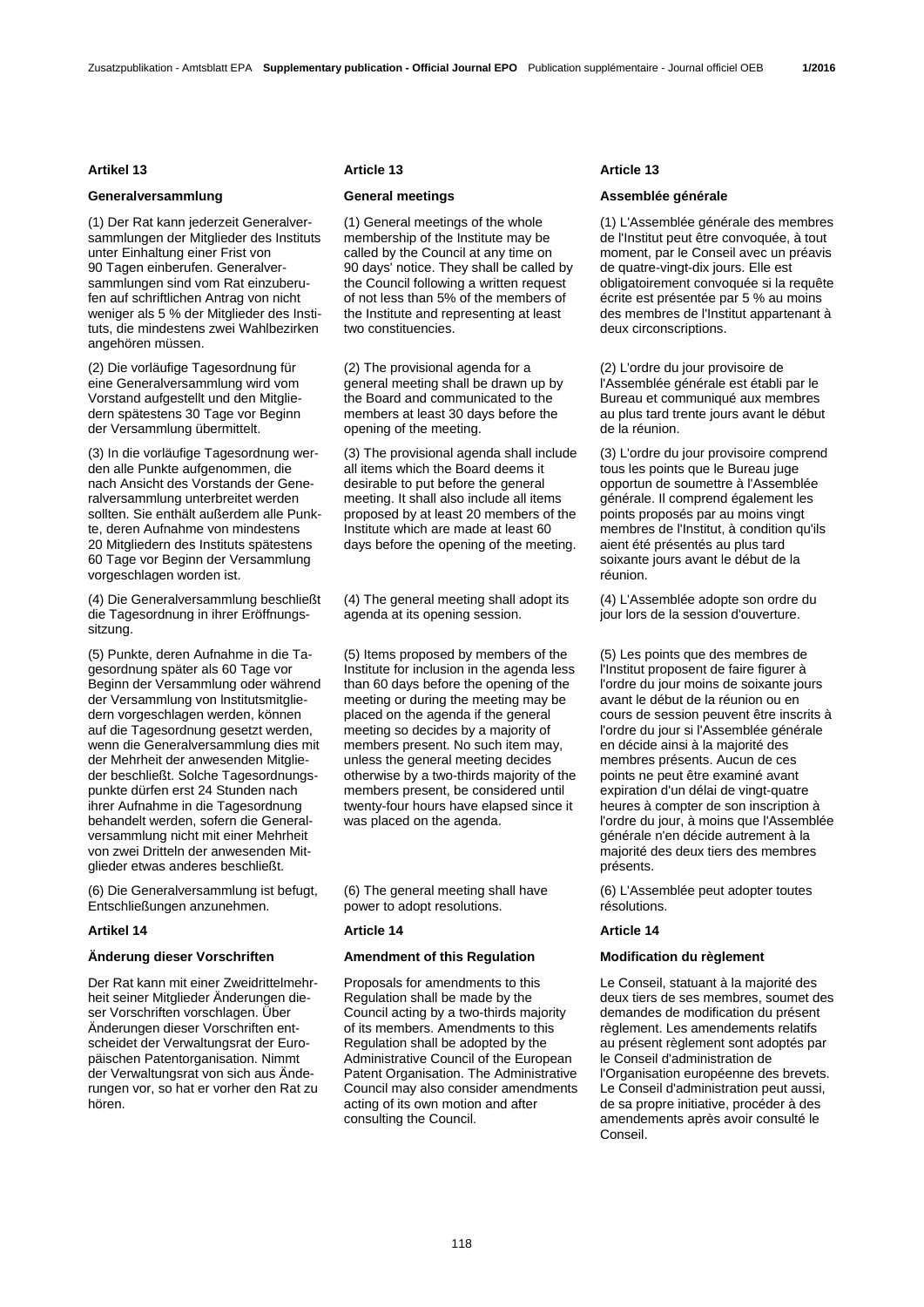**Artikel 13**

**Generalversammlung**

(1) Der Rat kann jederzeit Generalversammlungen der Mitglieder des Instituts unter Einhaltung einer Frist von 90 Tagen einberufen. Generalversammlungen sind vom Rat einzuberufen auf schriftlichen Antrag von nicht weniger als 5 % der Mitglieder des Instituts, die mindestens zwei Wahlbezirken angehören müssen.

(2) Die vorläufige Tagesordnung für eine Generalversammlung wird vom Vorstand aufgestellt und den Mitgliedern spätestens 30 Tage vor Beginn der Versammlung übermittelt.

(3) In die vorläufige Tagesordnung werden alle Punkte aufgenommen, die nach Ansicht des Vorstands der Generalversammlung unterbreitet werden sollten. Sie enthält außerdem alle Punkte, deren Aufnahme von mindestens 20 Mitgliedern des Instituts spätestens 60 Tage vor Beginn der Versammlung vorgeschlagen worden ist.

(4) Die Generalversammlung beschließt die Tagesordnung in ihrer Eröffnungssitzung.

(5) Punkte, deren Aufnahme in die Tagesordnung später als 60 Tage vor Beginn der Versammlung oder während der Versammlung von Institutsmitgliedern vorgeschlagen werden, können auf die Tagesordnung gesetzt werden, wenn die Generalversammlung dies mit der Mehrheit der anwesenden Mitglieder beschließt. Solche Tagesordnungspunkte dürfen erst 24 Stunden nach ihrer Aufnahme in die Tagesordnung behandelt werden, sofern die Generalversammlung nicht mit einer Mehrheit von zwei Dritteln der anwesenden Mitglieder etwas anderes beschließt.

(6) Die Generalversammlung ist befugt, Entschließungen anzunehmen.

**Artikel 14**

**Änderung dieser Vorschriften**

Der Rat kann mit einer Zweidrittelmehrheit seiner Mitglieder Änderungen dieser Vorschriften vorschlagen. Über Änderungen dieser Vorschriften entscheidet der Verwaltungsrat der Europäischen Patentorganisation. Nimmt der Verwaltungsrat von sich aus Änderungen vor, so hat er vorher den Rat zu hören.

**Article 13**

**General meetings**

(1) General meetings of the whole membership of the Institute may be called by the Council at any time on 90 days' notice. They shall be called by the Council following a written request of not less than 5% of the members of the Institute and representing at least two constituencies.

(2) The provisional agenda for a general meeting shall be drawn up by the Board and communicated to the members at least 30 days before the opening of the meeting.

(3) The provisional agenda shall include all items which the Board deems it desirable to put before the general meeting. It shall also include all items proposed by at least 20 members of the Institute which are made at least 60 days before the opening of the meeting.

(4) The general meeting shall adopt its agenda at its opening session.

(5) Items proposed by members of the Institute for inclusion in the agenda less than 60 days before the opening of the meeting or during the meeting may be placed on the agenda if the general meeting so decides by a majority of members present. No such item may, unless the general meeting decides otherwise by a two-thirds majority of the members present, be considered until twenty-four hours have elapsed since it was placed on the agenda.

(6) The general meeting shall have power to adopt resolutions.

**Article 14**

**Amendment of this Regulation**

Proposals for amendments to this Regulation shall be made by the Council acting by a two-thirds majority of its members. Amendments to this Regulation shall be adopted by the Administrative Council of the European Patent Organisation. The Administrative Council may also consider amendments acting of its own motion and after consulting the Council.

**Article 13**

**Assemblée générale**

(1) L'Assemblée générale des membres de l'Institut peut être convoquée, à tout moment, par le Conseil avec un préavis de quatre-vingt-dix jours. Elle est obligatoirement convoquée si la requête écrite est présentée par 5 % au moins des membres de l'Institut appartenant à deux circonscriptions.

(2) L'ordre du jour provisoire de l'Assemblée générale est établi par le Bureau et communiqué aux membres au plus tard trente jours avant le début de la réunion.

(3) L'ordre du jour provisoire comprend tous les points que le Bureau juge opportun de soumettre à l'Assemblée générale. Il comprend également les points proposés par au moins vingt membres de l'Institut, à condition qu'ils aient été présentés au plus tard soixante jours avant le début de la réunion.

(4) L'Assemblée adopte son ordre du jour lors de la session d'ouverture.

(5) Les points que des membres de l'Institut proposent de faire figurer à l'ordre du jour moins de soixante jours avant le début de la réunion ou en cours de session peuvent être inscrits à l'ordre du jour si l'Assemblée générale en décide ainsi à la majorité des membres présents. Aucun de ces points ne peut être examiné avant expiration d'un délai de vingt-quatre heures à compter de son inscription à l'ordre du jour, à moins que l'Assemblée générale n'en décide autrement à la majorité des deux tiers des membres présents.

(6) L'Assemblée peut adopter toutes résolutions.

**Article 14**

**Modification du règlement**

Le Conseil, statuant à la majorité des deux tiers de ses membres, soumet des demandes de modification du présent règlement. Les amendements relatifs au présent règlement sont adoptés par le Conseil d'administration de l'Organisation européenne des brevets. Le Conseil d'administration peut aussi, de sa propre initiative, procéder à des amendements après avoir consulté le Conseil.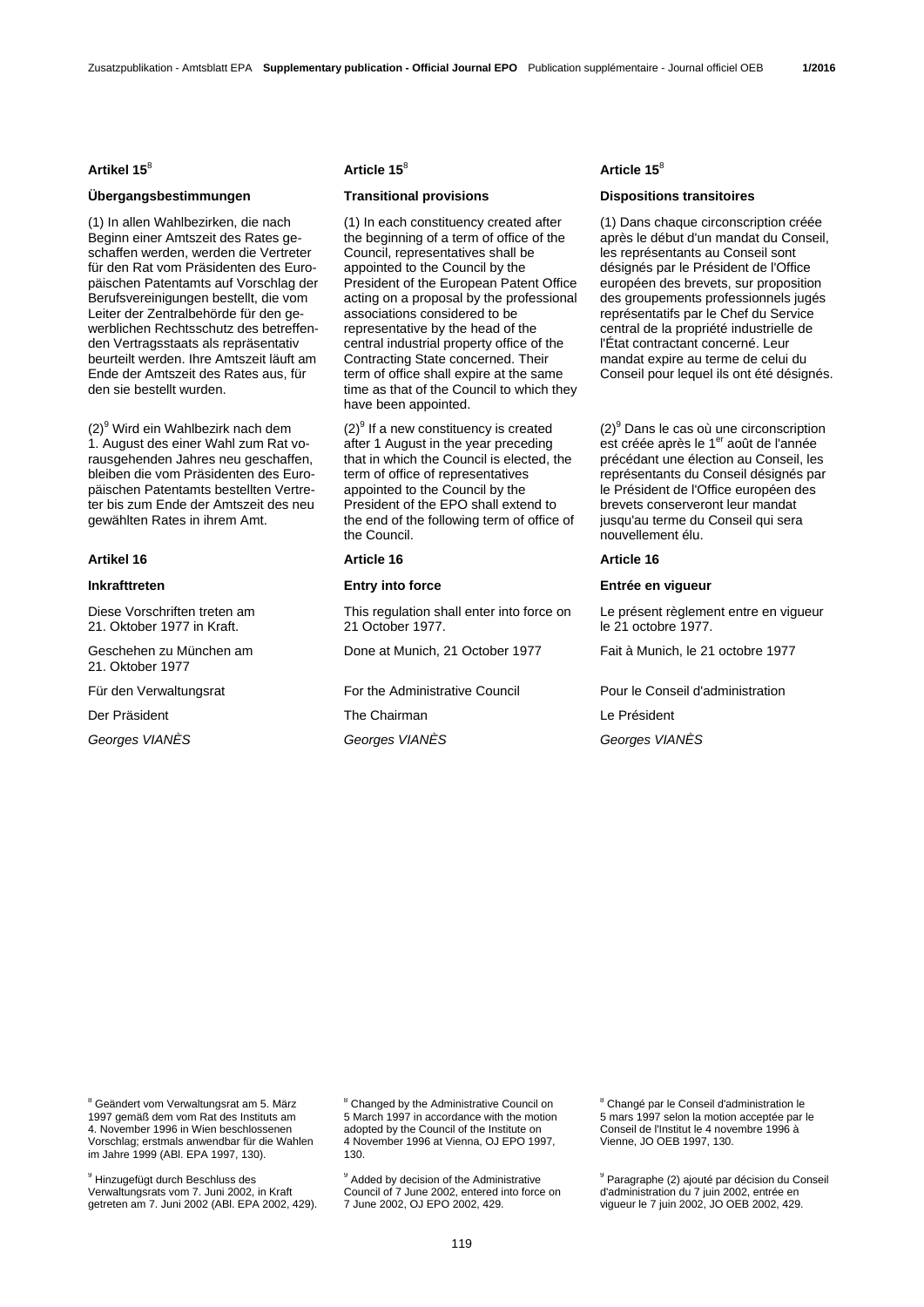### Artikel 15[8]

**Übergangsbestimmungen**

(1) In allen Wahlbezirken, die nach Beginn einer Amtszeit des Rates geschaffen werden, werden die Vertreter für den Rat vom Präsidenten des Europäischen Patentamts auf Vorschlag der Berufsvereinigungen bestellt, die vom Leiter der Zentralbehörde für den gewerblichen Rechtsschutz des betreffenden Vertragsstaats als repräsentativ beurteilt werden. Ihre Amtszeit läuft am Ende der Amtszeit des Rates aus, für den sie bestellt wurden.

(2)[9] Wird ein Wahlbezirk nach dem 1. August des einer Wahl zum Rat vorausgehenden Jahres neu geschaffen, bleiben die vom Präsidenten des Europäischen Patentamts bestellten Vertreter bis zum Ende der Amtszeit des neu gewählten Rates in ihrem Amt.

### Artikel 16

**Inkrafttreten**

Diese Vorschriften treten am 21. Oktober 1977 in Kraft.

Geschehen zu München am 21. Oktober 1977

Für den Verwaltungsrat

Der Präsident

*Georges VIANÈS*

### Article 15[8]

**Transitional provisions**

(1) In each constituency created after the beginning of a term of office of the Council, representatives shall be appointed to the Council by the President of the European Patent Office acting on a proposal by the professional associations considered to be representative by the head of the central industrial property office of the Contracting State concerned. Their term of office shall expire at the same time as that of the Council to which they have been appointed.

(2)[9] If a new constituency is created after 1 August in the year preceding that in which the Council is elected, the term of office of representatives appointed to the Council by the President of the EPO shall extend to the end of the following term of office of the Council.

### Article 16

**Entry into force**

This regulation shall enter into force on 21 October 1977.

Done at Munich, 21 October 1977

For the Administrative Council

The Chairman

*Georges VIANÈS*

### Article 15[8]

**Dispositions transitoires**

(1) Dans chaque circonscription créée après le début d'un mandat du Conseil, les représentants au Conseil sont désignés par le Président de l'Office européen des brevets, sur proposition des groupements professionnels jugés représentatifs par le Chef du Service central de la propriété industrielle de l'État contractant concerné. Leur mandat expire au terme de celui du Conseil pour lequel ils ont été désignés.

(2)[9] Dans le cas où une circonscription est créée après le 1er août de l'année précédant une élection au Conseil, les représentants du Conseil désignés par le Président de l'Office européen des brevets conserveront leur mandat jusqu'au terme du Conseil qui sera nouvellement élu.

### Article 16

**Entrée en vigueur**

Le présent règlement entre en vigueur le 21 octobre 1977.

Fait à Munich, le 21 octobre 1977

Pour le Conseil d'administration

Le Président

*Georges VIANÈS*

---

[8] Geändert vom Verwaltungsrat am 5. März 1997 gemäß dem vom Rat des Instituts am 4. November 1996 in Wien beschlossenen Vorschlag; erstmals anwendbar für die Wahlen im Jahre 1999 (ABl. EPA 1997, 130).

[9] Hinzugefügt durch Beschluss des Verwaltungsrats vom 7. Juni 2002, in Kraft getreten am 7. Juni 2002 (ABl. EPA 2002, 429).

[8] Changed by the Administrative Council on 5 March 1997 in accordance with the motion adopted by the Council of the Institute on 4 November 1996 at Vienna, OJ EPO 1997, 130.

[9] Added by decision of the Administrative Council of 7 June 2002, entered into force on 7 June 2002, OJ EPO 2002, 429.

[8] Changé par le Conseil d'administration le 5 mars 1997 selon la motion acceptée par le Conseil de l'Institut le 4 novembre 1996 à Vienne, JO OEB 1997, 130.

[9] Paragraphe (2) ajouté par décision du Conseil d'administration du 7 juin 2002, entrée en vigueur le 7 juin 2002, JO OEB 2002, 429.